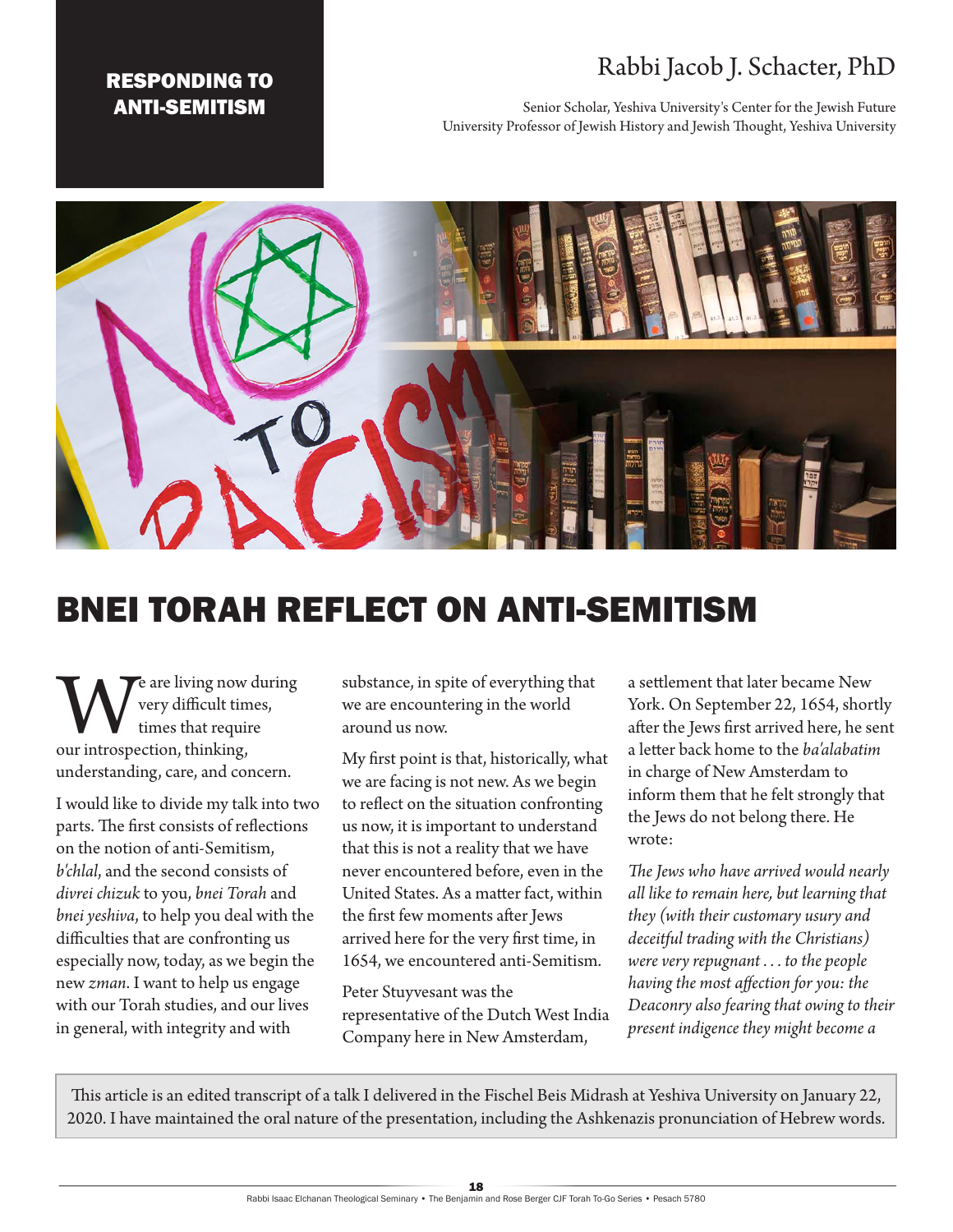RESPONDING TO ANTI-SEMITISM

Rabbi Jacob J. Schacter, PhD

Senior Scholar, Yeshiva University's Center for the Jewish Future
University Professor of Jewish History and Jewish Thought, Yeshiva University

# BNEI TORAH REFLECT ON ANTI-SEMITISM

We are living now during very difficult times, times that require our introspection, thinking, understanding, care, and concern.

I would like to divide my talk into two parts. The first consists of reflections on the notion of anti-Semitism, *b'chlal*, and the second consists of *divrei chizuk* to you, *bnei Torah* and *bnei yeshiva*, to help you deal with the difficulties that are confronting us especially now, today, as we begin the new *zman*. I want to help us engage with our Torah studies, and our lives in general, with integrity and with substance, in spite of everything that we are encountering in the world around us now.

My first point is that, historically, what we are facing is not new. As we begin to reflect on the situation confronting us now, it is important to understand that this is not a reality that we have never encountered before, even in the United States. As a matter fact, within the first few moments after Jews arrived here for the very first time, in 1654, we encountered anti-Semitism.

Peter Stuyvesant was the representative of the Dutch West India Company here in New Amsterdam, a settlement that later became New York. On September 22, 1654, shortly after the Jews first arrived here, he sent a letter back home to the *ba'alabatim* in charge of New Amsterdam to inform them that he felt strongly that the Jews do not belong there. He wrote:

*The Jews who have arrived would nearly all like to remain here, but learning that they (with their customary usury and deceitful trading with the Christians) were very repugnant . . . to the people having the most affection for you: the Deaconry also fearing that owing to their present indigence they might become a*

This article is an edited transcript of a talk I delivered in the Fischel Beis Midrash at Yeshiva University on January 22, 2020. I have maintained the oral nature of the presentation, including the Ashkenazis pronunciation of Hebrew words.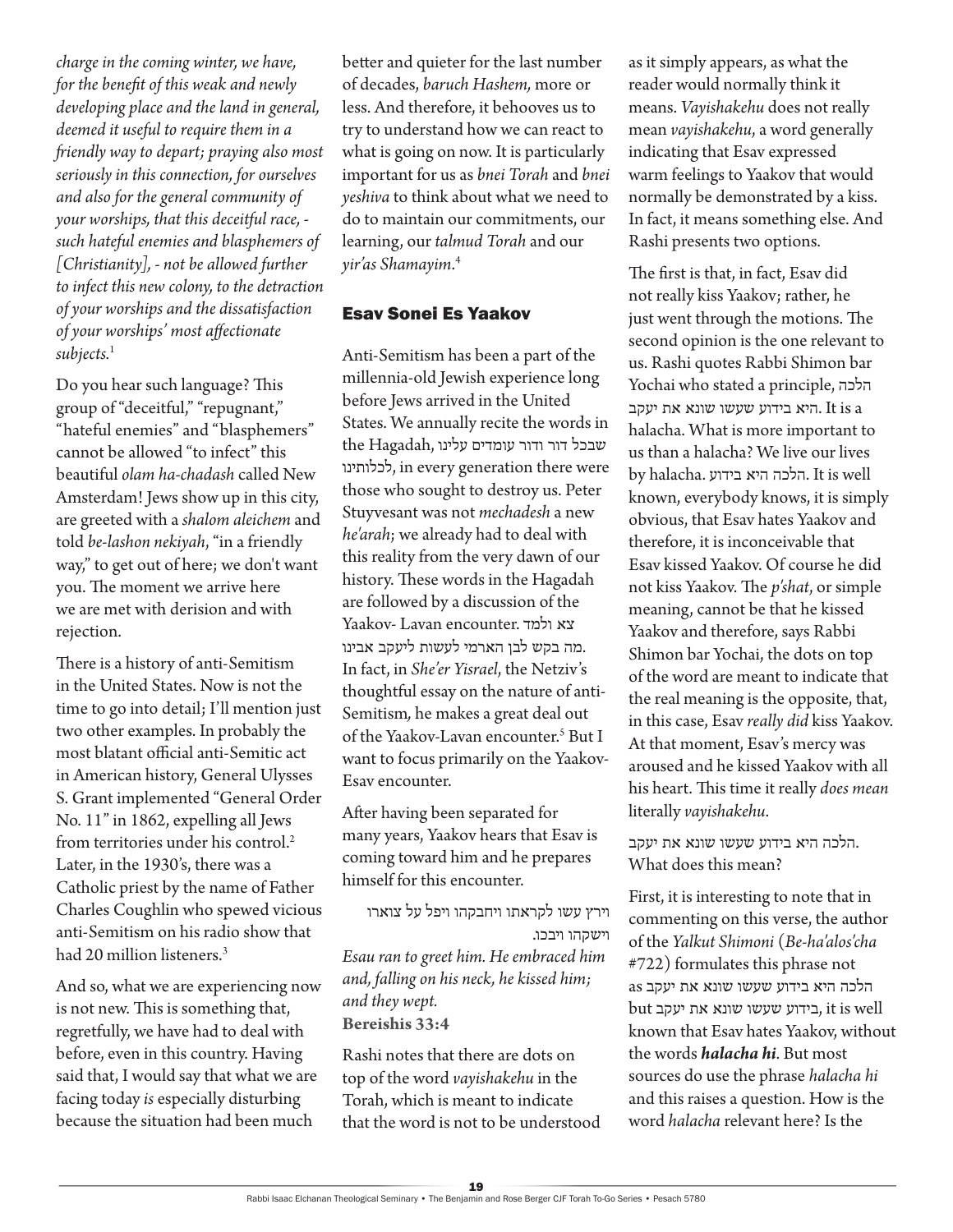*charge in the coming winter, we have, for the benefit of this weak and newly developing place and the land in general, deemed it useful to require them in a friendly way to depart; praying also most seriously in this connection, for ourselves and also for the general community of your worships, that this deceitful race, - such hateful enemies and blasphemers of [Christianity], - not be allowed further to infect this new colony, to the detraction of your worships and the dissatisfaction of your worships' most affectionate subjects.*[1]

Do you hear such language? This group of "deceitful," "repugnant," "hateful enemies" and "blasphemers" cannot be allowed "to infect" this beautiful *olam ha-chadash* called New Amsterdam! Jews show up in this city, are greeted with a *shalom aleichem* and told *be-lashon nekiyah*, "in a friendly way," to get out of here; we don't want you. The moment we arrive here we are met with derision and with rejection.

There is a history of anti-Semitism in the United States. Now is not the time to go into detail; I'll mention just two other examples. In probably the most blatant official anti-Semitic act in American history, General Ulysses S. Grant implemented "General Order No. 11" in 1862, expelling all Jews from territories under his control.[2] Later, in the 1930's, there was a Catholic priest by the name of Father Charles Coughlin who spewed vicious anti-Semitism on his radio show that had 20 million listeners.[3]

And so, what we are experiencing now is not new. This is something that, regretfully, we have had to deal with before, even in this country. Having said that, I would say that what we are facing today *is* especially disturbing because the situation had been much better and quieter for the last number of decades, *baruch Hashem,* more or less. And therefore, it behooves us to try to understand how we can react to what is going on now. It is particularly important for us as *bnei Torah* and *bnei yeshiva* to think about what we need to do to maintain our commitments, our learning, our *talmud Torah* and our *yir'as Shamayim*.[4]

## Esav Sonei Es Yaakov

Anti-Semitism has been a part of the millennia-old Jewish experience long before Jews arrived in the United States. We annually recite the words in the Hagadah, שבכל דור ודור עומדים עלינו לכלותינו, in every generation there were those who sought to destroy us. Peter Stuyvesant was not *mechadesh* a new *he'arah*; we already had to deal with this reality from the very dawn of our history. These words in the Hagadah are followed by a discussion of the Yaakov- Lavan encounter. צא ולמד מה בקש לבן הארמי לעשות ליעקב אבינו. In fact, in *She'er Yisrael*, the Netziv's thoughtful essay on the nature of anti-Semitism*,* he makes a great deal out of the Yaakov-Lavan encounter.[5] But I want to focus primarily on the Yaakov-Esav encounter.

After having been separated for many years, Yaakov hears that Esav is coming toward him and he prepares himself for this encounter.

וירץ עשו לקראתו ויחבקהו ויפל על צוארו וישקהו ויבכו.

*Esau ran to greet him. He embraced him and, falling on his neck, he kissed him; and they wept.*
**Bereishis 33:4**

Rashi notes that there are dots on top of the word *vayishakehu* in the Torah, which is meant to indicate that the word is not to be understood as it simply appears, as what the reader would normally think it means. *Vayishakehu* does not really mean *vayishakehu*, a word generally indicating that Esav expressed warm feelings to Yaakov that would normally be demonstrated by a kiss. In fact, it means something else. And Rashi presents two options.

The first is that, in fact, Esav did not really kiss Yaakov; rather, he just went through the motions. The second opinion is the one relevant to us. Rashi quotes Rabbi Shimon bar Yochai who stated a principle, הלכה היא בידוע שעשו שונא את יעקב. It is a halacha. What is more important to us than a halacha? We live our lives by halacha. הלכה היא בידוע. It is well known, everybody knows, it is simply obvious, that Esav hates Yaakov and therefore, it is inconceivable that Esav kissed Yaakov. Of course he did not kiss Yaakov. The *p'shat*, or simple meaning, cannot be that he kissed Yaakov and therefore, says Rabbi Shimon bar Yochai, the dots on top of the word are meant to indicate that the real meaning is the opposite, that, in this case, Esav *really did* kiss Yaakov. At that moment, Esav's mercy was aroused and he kissed Yaakov with all his heart. This time it really *does mean* literally *vayishakehu*.

הלכה היא בידוע שעשו שונא את יעקב. What does this mean?

First, it is interesting to note that in commenting on this verse, the author of the *Yalkut Shimoni* (*Be-ha'alos'cha* #722) formulates this phrase not as הלכה היא בידוע שעשו שונא את יעקב but בידוע שעשו שונא את יעקב, it is well known that Esav hates Yaakov, without the words ***halacha hi***. But most sources do use the phrase *halacha hi* and this raises a question. How is the word *halacha* relevant here? Is the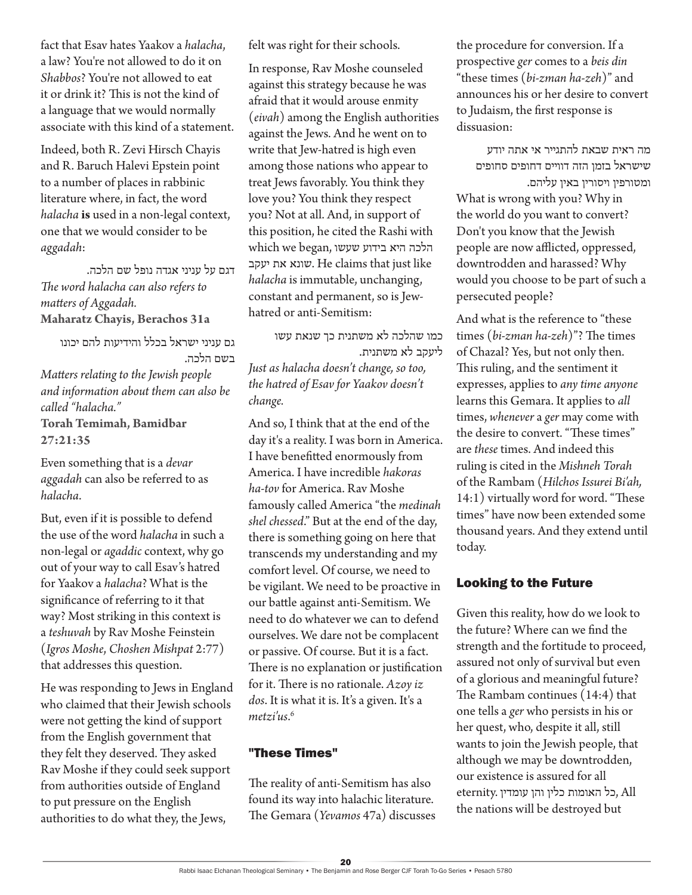fact that Esav hates Yaakov a *halacha*, a law? You're not allowed to do it on *Shabbos*? You're not allowed to eat it or drink it? This is not the kind of a language that we would normally associate with this kind of a statement.

Indeed, both R. Zevi Hirsch Chayis and R. Baruch Halevi Epstein point to a number of places in rabbinic literature where, in fact, the word *halacha* **is** used in a non-legal context, one that we would consider to be *aggadah*:

דגם על עניני אגדה נופל שם הלכה.

*The word halacha can also refers to matters of Aggadah.*

**Maharatz Chayis, Berachos 31a**

גם עניני ישראל בכלל והידיעות להם יכונו בשם הלכה.

*Matters relating to the Jewish people and information about them can also be called "halacha."*

**Torah Temimah, Bamidbar 27:21:35**

Even something that is a *devar aggadah* can also be referred to as *halacha*.

But, even if it is possible to defend the use of the word *halacha* in such a non-legal or *agaddic* context, why go out of your way to call Esav's hatred for Yaakov a *halacha*? What is the significance of referring to it that way? Most striking in this context is a *teshuvah* by Rav Moshe Feinstein (*Igros Moshe*, *Choshen Mishpat* 2:77) that addresses this question.

He was responding to Jews in England who claimed that their Jewish schools were not getting the kind of support from the English government that they felt they deserved. They asked Rav Moshe if they could seek support from authorities outside of England to put pressure on the English authorities to do what they, the Jews, felt was right for their schools.

In response, Rav Moshe counseled against this strategy because he was afraid that it would arouse enmity (*eivah*) among the English authorities against the Jews. And he went on to write that Jew-hatred is high even among those nations who appear to treat Jews favorably. You think they love you? You think they respect you? Not at all. And, in support of this position, he cited the Rashi with which we began, הלכה היא בידוע שעשו שונא את יעקב. He claims that just like *halacha* is immutable, unchanging, constant and permanent, so is Jew-hatred or anti-Semitism:

כמו שהלכה לא משתנית כך שנאת עשו ליעקב לא משתנית.

*Just as halacha doesn't change, so too, the hatred of Esav for Yaakov doesn't change.*

And so, I think that at the end of the day it's a reality. I was born in America. I have benefitted enormously from America. I have incredible *hakoras ha-tov* for America. Rav Moshe famously called America "the *medinah shel chessed*." But at the end of the day, there is something going on here that transcends my understanding and my comfort level. Of course, we need to be vigilant. We need to be proactive in our battle against anti-Semitism. We need to do whatever we can to defend ourselves. We dare not be complacent or passive. Of course. But it is a fact. There is no explanation or justification for it. There is no rationale. *Azoy iz dos*. It is what it is. It's a given. It's a *metzi'us*.[6]

## "These Times"

The reality of anti-Semitism has also found its way into halachic literature. The Gemara (*Yevamos* 47a) discusses the procedure for conversion. If a prospective *ger* comes to a *beis din* "these times (*bi-zman ha-zeh*)" and announces his or her desire to convert to Judaism, the first response is dissuasion:

מה ראית שבאת להתגייר אי אתה יודע שישראל בזמן הזה דוויים דחופים סחופים ומטורפין ויסורין באין עליהם.

What is wrong with you? Why in the world do you want to convert? Don't you know that the Jewish people are now afflicted, oppressed, downtrodden and harassed? Why would you choose to be part of such a persecuted people?

And what is the reference to "these times (*bi-zman ha-zeh*)"? The times of Chazal? Yes, but not only then. This ruling, and the sentiment it expresses, applies to *any time anyone* learns this Gemara. It applies to *all* times, *whenever* a *ger* may come with the desire to convert. "These times" are *these* times. And indeed this ruling is cited in the *Mishneh Torah* of the Rambam (*Hilchos Issurei Bi'ah,* 14:1) virtually word for word. "These times" have now been extended some thousand years. And they extend until today.

## Looking to the Future

Given this reality, how do we look to the future? Where can we find the strength and the fortitude to proceed, assured not only of survival but even of a glorious and meaningful future? The Rambam continues (14:4) that one tells a *ger* who persists in his or her quest, who, despite it all, still wants to join the Jewish people, that although we may be downtrodden, our existence is assured for all eternity. כל האומות כלין והן עומדין, All the nations will be destroyed but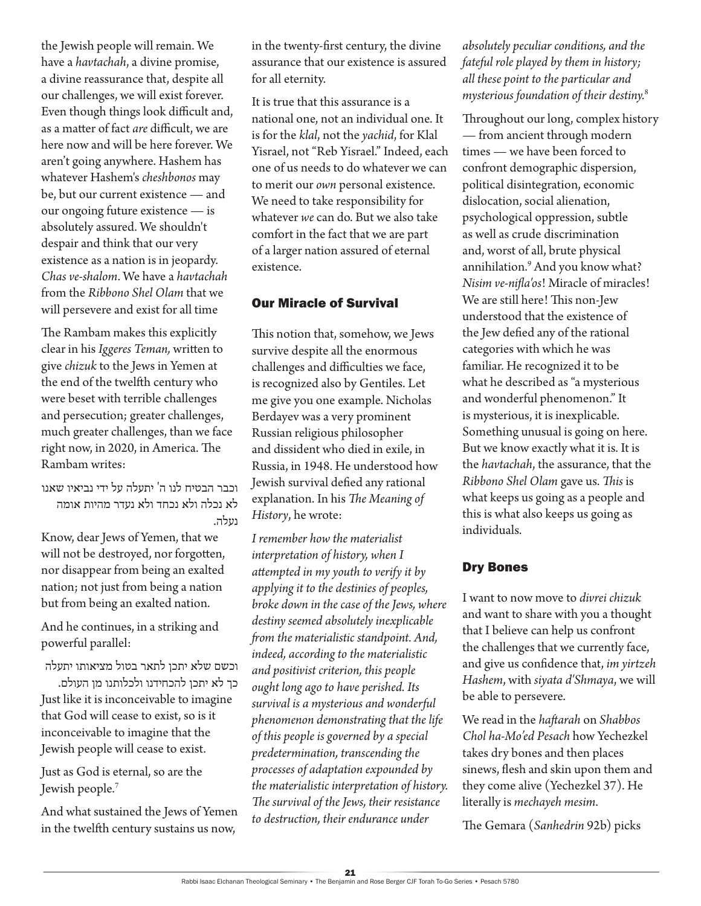the Jewish people will remain. We have a *havtachah*, a divine promise, a divine reassurance that, despite all our challenges, we will exist forever. Even though things look difficult and, as a matter of fact *are* difficult, we are here now and will be here forever. We aren't going anywhere. Hashem has whatever Hashem's *cheshbonos* may be, but our current existence — and our ongoing future existence — is absolutely assured. We shouldn't despair and think that our very existence as a nation is in jeopardy. *Chas ve-shalom*. We have a *havtachah* from the *Ribbono Shel Olam* that we will persevere and exist for all time

The Rambam makes this explicitly clear in his *Iggeres Teman,* written to give *chizuk* to the Jews in Yemen at the end of the twelfth century who were beset with terrible challenges and persecution; greater challenges, much greater challenges, than we face right now, in 2020, in America. The Rambam writes:

וכבר הבטיח לנו ה' יתעלה על ידי נביאיו שאנו לא נכלה ולא נכחד ולא נעדר מהיות אומה נעלה.

Know, dear Jews of Yemen, that we will not be destroyed, nor forgotten, nor disappear from being an exalted nation; not just from being a nation but from being an exalted nation.

And he continues, in a striking and powerful parallel:

וכשם שלא יתכן לתאר בטול מציאותו יתעלה כך לא יתכן להכחידנו ולכלותנו מן העולם.

Just like it is inconceivable to imagine that God will cease to exist, so is it inconceivable to imagine that the Jewish people will cease to exist.

Just as God is eternal, so are the Jewish people.[7]

And what sustained the Jews of Yemen in the twelfth century sustains us now, in the twenty-first century, the divine assurance that our existence is assured for all eternity.

It is true that this assurance is a national one, not an individual one. It is for the *klal*, not the *yachid*, for Klal Yisrael, not "Reb Yisrael." Indeed, each one of us needs to do whatever we can to merit our *own* personal existence. We need to take responsibility for whatever *we* can do. But we also take comfort in the fact that we are part of a larger nation assured of eternal existence.

## Our Miracle of Survival

This notion that, somehow, we Jews survive despite all the enormous challenges and difficulties we face, is recognized also by Gentiles. Let me give you one example. Nicholas Berdayev was a very prominent Russian religious philosopher and dissident who died in exile, in Russia, in 1948. He understood how Jewish survival defied any rational explanation. In his *The Meaning of History*, he wrote:

*I remember how the materialist interpretation of history, when I attempted in my youth to verify it by applying it to the destinies of peoples, broke down in the case of the Jews, where destiny seemed absolutely inexplicable from the materialistic standpoint. And, indeed, according to the materialistic and positivist criterion, this people ought long ago to have perished. Its survival is a mysterious and wonderful phenomenon demonstrating that the life of this people is governed by a special predetermination, transcending the processes of adaptation expounded by the materialistic interpretation of history. The survival of the Jews, their resistance to destruction, their endurance under absolutely peculiar conditions, and the fateful role played by them in history; all these point to the particular and mysterious foundation of their destiny.*[8]

Throughout our long, complex history — from ancient through modern times — we have been forced to confront demographic dispersion, political disintegration, economic dislocation, social alienation, psychological oppression, subtle as well as crude discrimination and, worst of all, brute physical annihilation.[9] And you know what? *Nisim ve-nifla'os*! Miracle of miracles! We are still here! This non-Jew understood that the existence of the Jew defied any of the rational categories with which he was familiar. He recognized it to be what he described as "a mysterious and wonderful phenomenon." It is mysterious, it is inexplicable. Something unusual is going on here. But we know exactly what it is. It is the *havtachah*, the assurance, that the *Ribbono Shel Olam* gave us. *This* is what keeps us going as a people and this is what also keeps us going as individuals.

## Dry Bones

I want to now move to *divrei chizuk* and want to share with you a thought that I believe can help us confront the challenges that we currently face, and give us confidence that, *im yirtzeh Hashem*, with *siyata d'Shmaya*, we will be able to persevere.

We read in the *haftarah* on *Shabbos Chol ha-Mo'ed Pesach* how Yechezkel takes dry bones and then places sinews, flesh and skin upon them and they come alive (Yechezkel 37). He literally is *mechayeh mesim*.

The Gemara (*Sanhedrin* 92b) picks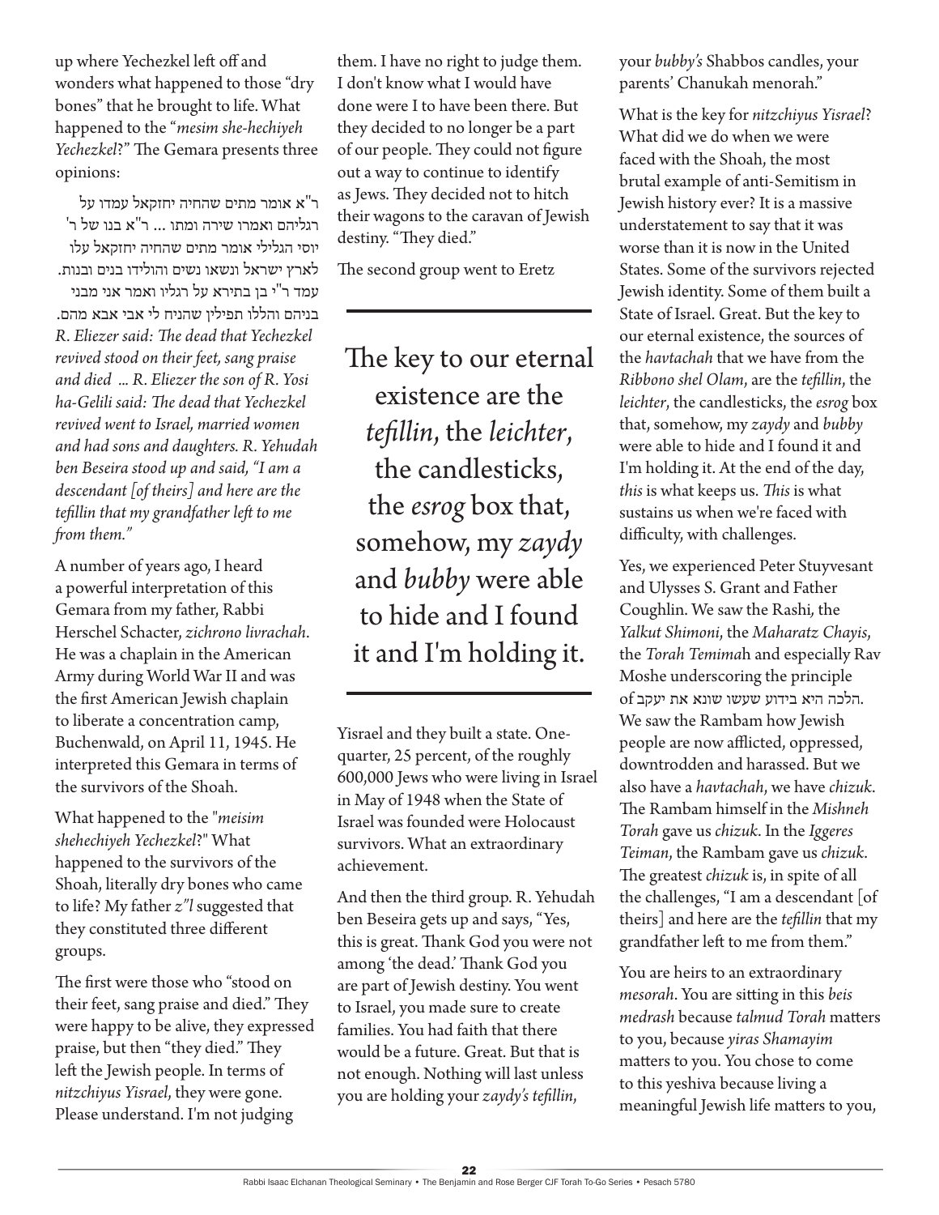up where Yechezkel left off and wonders what happened to those "dry bones" that he brought to life. What happened to the "*mesim she-hechiyeh Yechezkel*?" The Gemara presents three opinions:

ר"א אומר מתים שהחיה יחזקאל עמדו על רגליהם ואמרו שירה ומתו ... ר"א בנו של ר' יוסי הגלילי אומר מתים שהחיה יחזקאל עלו לארץ ישראל ונשאו נשים והולידו בנים ובנות. עמד ר"י בן בתירא על רגליו ואמר אני מבני בניהם והללו תפילין שהניח לי אבי אבא מהם.

*R. Eliezer said: The dead that Yechezkel revived stood on their feet, sang praise and died ... R. Eliezer the son of R. Yosi ha-Gelili said: The dead that Yechezkel revived went to Israel, married women and had sons and daughters. R. Yehudah ben Beseira stood up and said, "I am a descendant [of theirs] and here are the tefillin that my grandfather left to me from them."*

A number of years ago, I heard a powerful interpretation of this Gemara from my father, Rabbi Herschel Schacter, *zichrono livrachah*. He was a chaplain in the American Army during World War II and was the first American Jewish chaplain to liberate a concentration camp, Buchenwald, on April 11, 1945. He interpreted this Gemara in terms of the survivors of the Shoah.

What happened to the "*meisim shehechiyeh Yechezkel*?" What happened to the survivors of the Shoah, literally dry bones who came to life? My father *z"l* suggested that they constituted three different groups.

The first were those who "stood on their feet, sang praise and died." They were happy to be alive, they expressed praise, but then "they died." They left the Jewish people. In terms of *nitzchiyus Yisrael*, they were gone. Please understand. I'm not judging them. I have no right to judge them. I don't know what I would have done were I to have been there. But they decided to no longer be a part of our people. They could not figure out a way to continue to identify as Jews. They decided not to hitch their wagons to the caravan of Jewish destiny. "They died."

The second group went to Eretz Yisrael and they built a state. One-quarter, 25 percent, of the roughly 600,000 Jews who were living in Israel in May of 1948 when the State of Israel was founded were Holocaust survivors. What an extraordinary achievement.

> The key to our eternal existence are the *tefillin*, the *leichter*, the candlesticks, the *esrog* box that, somehow, my *zaydy* and *bubby* were able to hide and I found it and I'm holding it.

And then the third group. R. Yehudah ben Beseira gets up and says, "Yes, this is great. Thank God you were not among 'the dead.' Thank God you are part of Jewish destiny. You went to Israel, you made sure to create families. You had faith that there would be a future. Great. But that is not enough. Nothing will last unless you are holding your *zaydy's tefillin*, your *bubby's* Shabbos candles, your parents' Chanukah menorah."

What is the key for *nitzchiyus Yisrael*? What did we do when we were faced with the Shoah, the most brutal example of anti-Semitism in Jewish history ever? It is a massive understatement to say that it was worse than it is now in the United States. Some of the survivors rejected Jewish identity. Some of them built a State of Israel. Great. But the key to our eternal existence, the sources of the *havtachah* that we have from the *Ribbono shel Olam*, are the *tefillin*, the *leichter*, the candlesticks, the *esrog* box that, somehow, my *zaydy* and *bubby* were able to hide and I found it and I'm holding it. At the end of the day, *this* is what keeps us. *This* is what sustains us when we're faced with difficulty, with challenges.

Yes, we experienced Peter Stuyvesant and Ulysses S. Grant and Father Coughlin. We saw the Rashi, the *Yalkut Shimoni*, the *Maharatz Chayis*, the *Torah Temimah* and especially Rav Moshe underscoring the principle of הלכה היא בידוע שעשו שונא את יעקב. We saw the Rambam how Jewish people are now afflicted, oppressed, downtrodden and harassed. But we also have a *havtachah*, we have *chizuk*. The Rambam himself in the *Mishneh Torah* gave us *chizuk*. In the *Iggeres Teiman*, the Rambam gave us *chizuk*. The greatest *chizuk* is, in spite of all the challenges, "I am a descendant [of theirs] and here are the *tefillin* that my grandfather left to me from them."

You are heirs to an extraordinary *mesorah*. You are sitting in this *beis medrash* because *talmud Torah* matters to you, because *yiras Shamayim* matters to you. You chose to come to this yeshiva because living a meaningful Jewish life matters to you,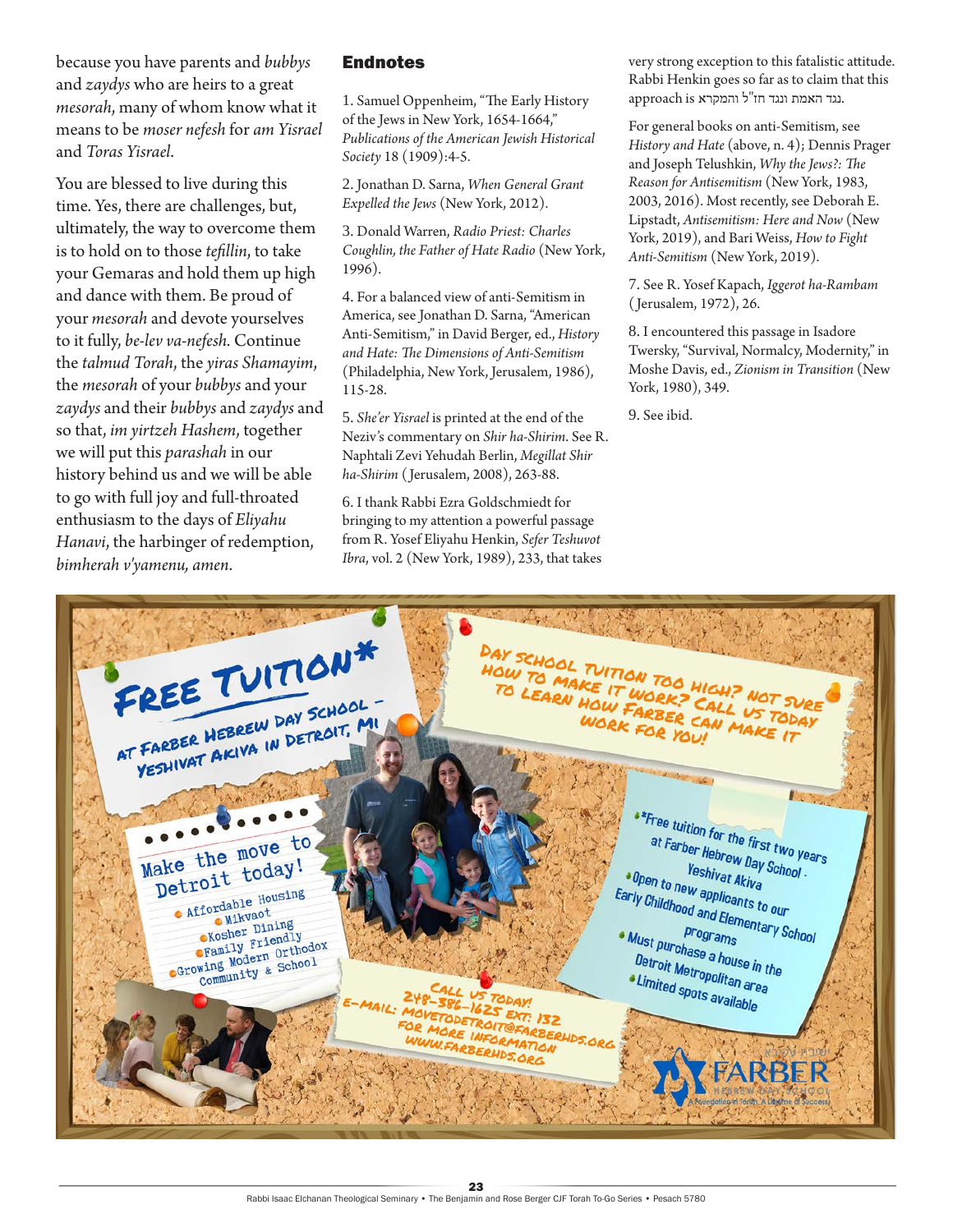because you have parents and *bubbys* and *zaydys* who are heirs to a great *mesorah*, many of whom know what it means to be *moser nefesh* for *am Yisrael* and *Toras Yisrael*.

You are blessed to live during this time. Yes, there are challenges, but, ultimately, the way to overcome them is to hold on to those *tefillin*, to take your Gemaras and hold them up high and dance with them. Be proud of your *mesorah* and devote yourselves to it fully, *be-lev va-nefesh*. Continue the *talmud Torah*, the *yiras Shamayim*, the *mesorah* of your *bubbys* and your *zaydys* and their *bubbys* and *zaydys* and so that, *im yirtzeh Hashem*, together we will put this *parashah* in our history behind us and we will be able to go with full joy and full-throated enthusiasm to the days of *Eliyahu Hanavi*, the harbinger of redemption, *bimherah v'yamenu, amen*.

## Endnotes

1. Samuel Oppenheim, "The Early History of the Jews in New York, 1654-1664," *Publications of the American Jewish Historical Society* 18 (1909):4-5.

2. Jonathan D. Sarna, *When General Grant Expelled the Jews* (New York, 2012).

3. Donald Warren, *Radio Priest: Charles Coughlin, the Father of Hate Radio* (New York, 1996).

4. For a balanced view of anti-Semitism in America, see Jonathan D. Sarna, "American Anti-Semitism," in David Berger, ed., *History and Hate: The Dimensions of Anti-Semitism* (Philadelphia, New York, Jerusalem, 1986), 115-28.

5. *She'er Yisrael* is printed at the end of the Neziv's commentary on *Shir ha-Shirim*. See R. Naphtali Zevi Yehudah Berlin, *Megillat Shir ha-Shirim* (Jerusalem, 2008), 263-88.

6. I thank Rabbi Ezra Goldschmiedt for bringing to my attention a powerful passage from R. Yosef Eliyahu Henkin, *Sefer Teshuvot Ibra*, vol. 2 (New York, 1989), 233, that takes very strong exception to this fatalistic attitude. Rabbi Henkin goes so far as to claim that this approach is נגד האמת ונגד חז"ל והמקרא.

For general books on anti-Semitism, see *History and Hate* (above, n. 4); Dennis Prager and Joseph Telushkin, *Why the Jews?: The Reason for Antisemitism* (New York, 1983, 2003, 2016). Most recently, see Deborah E. Lipstadt, *Antisemitism: Here and Now* (New York, 2019), and Bari Weiss, *How to Fight Anti-Semitism* (New York, 2019).

7. See R. Yosef Kapach, *Iggerot ha-Rambam* (Jerusalem, 1972), 26.

8. I encountered this passage in Isadore Twersky, "Survival, Normalcy, Modernity," in Moshe Davis, ed., *Zionism in Transition* (New York, 1980), 349.

9. See ibid.

FREE TUITION*
AT FARBER HEBREW DAY SCHOOL - YESHIVAT AKIVA IN DETROIT, MI

DAY SCHOOL TUITION TOO HIGH? NOT SURE HOW TO MAKE IT WORK? CALL US TODAY TO LEARN HOW FARBER CAN MAKE IT WORK FOR YOU!

Make the move to Detroit today!
- Affordable Housing
- Mikvaot
- Kosher Dining
- Family Friendly
- Growing Modern Orthodox Community & School

- *Free tuition for the first two years at Farber Hebrew Day School - Yeshivat Akiva
- Open to new applicants to our Early Childhood and Elementary School programs
- Must purchase a house in the Detroit Metropolitan area
- Limited spots available

CALL US TODAY! 248-386-1625 EXT: 132
E-MAIL: MOVETODETROIT@FARBERHDS.ORG FOR MORE INFORMATION
WWW.FARBERHDS.ORG

FARBER HEBREW DAY SCHOOL
A Foundation in Torah. A Lifetime of Success.